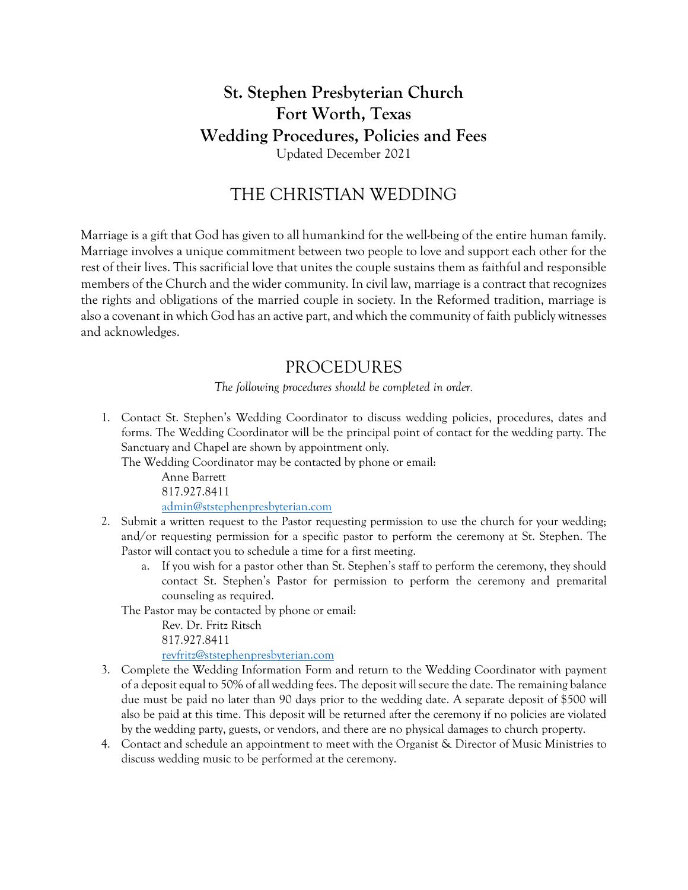# St. Stephen Presbyterian Church
# Fort Worth, Texas
# Wedding Procedures, Policies and Fees

Updated December 2021

## THE CHRISTIAN WEDDING

Marriage is a gift that God has given to all humankind for the well-being of the entire human family. Marriage involves a unique commitment between two people to love and support each other for the rest of their lives. This sacrificial love that unites the couple sustains them as faithful and responsible members of the Church and the wider community. In civil law, marriage is a contract that recognizes the rights and obligations of the married couple in society. In the Reformed tradition, marriage is also a covenant in which God has an active part, and which the community of faith publicly witnesses and acknowledges.

## PROCEDURES

*The following procedures should be completed in order.*

1. Contact St. Stephen's Wedding Coordinator to discuss wedding policies, procedures, dates and forms. The Wedding Coordinator will be the principal point of contact for the wedding party. The Sanctuary and Chapel are shown by appointment only.
   The Wedding Coordinator may be contacted by phone or email:
   Anne Barrett
   817.927.8411
   [admin@ststephenpresbyterian.com](mailto:admin@ststephenpresbyterian.com)
2. Submit a written request to the Pastor requesting permission to use the church for your wedding; and/or requesting permission for a specific pastor to perform the ceremony at St. Stephen. The Pastor will contact you to schedule a time for a first meeting.
   a. If you wish for a pastor other than St. Stephen's staff to perform the ceremony, they should contact St. Stephen's Pastor for permission to perform the ceremony and premarital counseling as required.
   
   The Pastor may be contacted by phone or email:
   Rev. Dr. Fritz Ritsch
   817.927.8411
   [revfritz@ststephenpresbyterian.com](mailto:revfritz@ststephenpresbyterian.com)
3. Complete the Wedding Information Form and return to the Wedding Coordinator with payment of a deposit equal to 50% of all wedding fees. The deposit will secure the date. The remaining balance due must be paid no later than 90 days prior to the wedding date. A separate deposit of $500 will also be paid at this time. This deposit will be returned after the ceremony if no policies are violated by the wedding party, guests, or vendors, and there are no physical damages to church property.
4. Contact and schedule an appointment to meet with the Organist & Director of Music Ministries to discuss wedding music to be performed at the ceremony.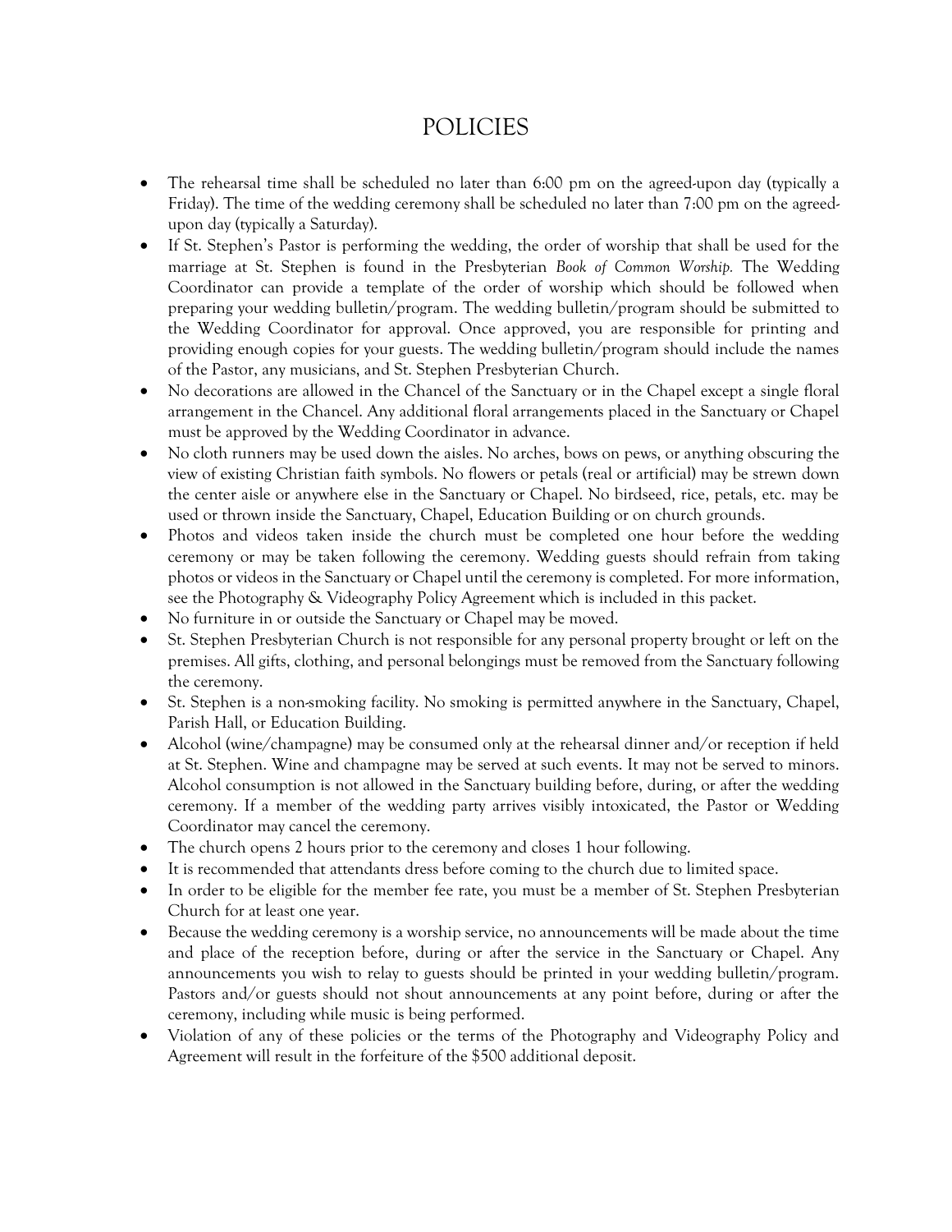# POLICIES

- The rehearsal time shall be scheduled no later than 6:00 pm on the agreed-upon day (typically a Friday). The time of the wedding ceremony shall be scheduled no later than 7:00 pm on the agreed-upon day (typically a Saturday).
- If St. Stephen's Pastor is performing the wedding, the order of worship that shall be used for the marriage at St. Stephen is found in the Presbyterian *Book of Common Worship.* The Wedding Coordinator can provide a template of the order of worship which should be followed when preparing your wedding bulletin/program. The wedding bulletin/program should be submitted to the Wedding Coordinator for approval. Once approved, you are responsible for printing and providing enough copies for your guests. The wedding bulletin/program should include the names of the Pastor, any musicians, and St. Stephen Presbyterian Church.
- No decorations are allowed in the Chancel of the Sanctuary or in the Chapel except a single floral arrangement in the Chancel. Any additional floral arrangements placed in the Sanctuary or Chapel must be approved by the Wedding Coordinator in advance.
- No cloth runners may be used down the aisles. No arches, bows on pews, or anything obscuring the view of existing Christian faith symbols. No flowers or petals (real or artificial) may be strewn down the center aisle or anywhere else in the Sanctuary or Chapel. No birdseed, rice, petals, etc. may be used or thrown inside the Sanctuary, Chapel, Education Building or on church grounds.
- Photos and videos taken inside the church must be completed one hour before the wedding ceremony or may be taken following the ceremony. Wedding guests should refrain from taking photos or videos in the Sanctuary or Chapel until the ceremony is completed. For more information, see the Photography & Videography Policy Agreement which is included in this packet.
- No furniture in or outside the Sanctuary or Chapel may be moved.
- St. Stephen Presbyterian Church is not responsible for any personal property brought or left on the premises. All gifts, clothing, and personal belongings must be removed from the Sanctuary following the ceremony.
- St. Stephen is a non-smoking facility. No smoking is permitted anywhere in the Sanctuary, Chapel, Parish Hall, or Education Building.
- Alcohol (wine/champagne) may be consumed only at the rehearsal dinner and/or reception if held at St. Stephen. Wine and champagne may be served at such events. It may not be served to minors. Alcohol consumption is not allowed in the Sanctuary building before, during, or after the wedding ceremony. If a member of the wedding party arrives visibly intoxicated, the Pastor or Wedding Coordinator may cancel the ceremony.
- The church opens 2 hours prior to the ceremony and closes 1 hour following.
- It is recommended that attendants dress before coming to the church due to limited space.
- In order to be eligible for the member fee rate, you must be a member of St. Stephen Presbyterian Church for at least one year.
- Because the wedding ceremony is a worship service, no announcements will be made about the time and place of the reception before, during or after the service in the Sanctuary or Chapel. Any announcements you wish to relay to guests should be printed in your wedding bulletin/program. Pastors and/or guests should not shout announcements at any point before, during or after the ceremony, including while music is being performed.
- Violation of any of these policies or the terms of the Photography and Videography Policy and Agreement will result in the forfeiture of the $500 additional deposit.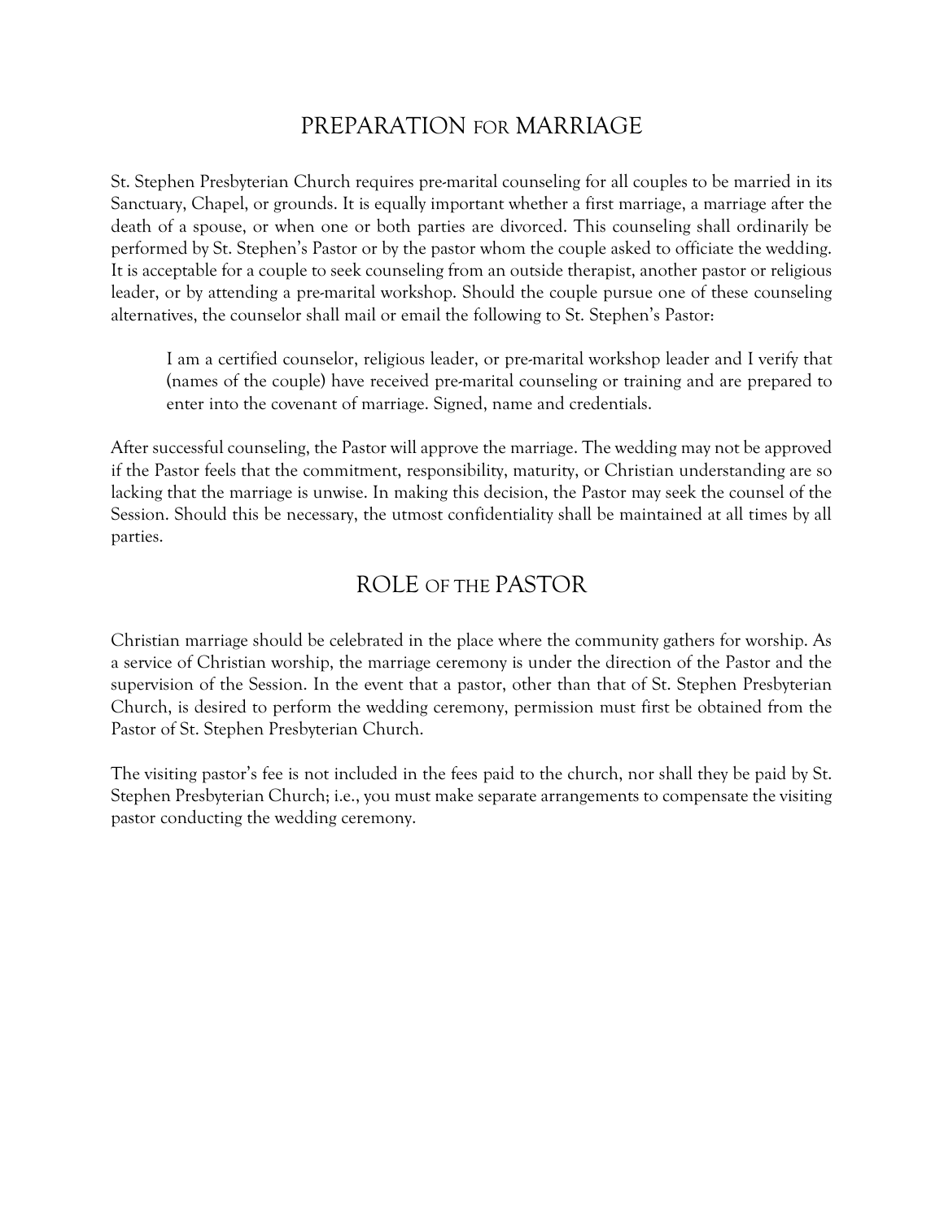## PREPARATION FOR MARRIAGE

St. Stephen Presbyterian Church requires pre-marital counseling for all couples to be married in its Sanctuary, Chapel, or grounds. It is equally important whether a first marriage, a marriage after the death of a spouse, or when one or both parties are divorced. This counseling shall ordinarily be performed by St. Stephen's Pastor or by the pastor whom the couple asked to officiate the wedding. It is acceptable for a couple to seek counseling from an outside therapist, another pastor or religious leader, or by attending a pre-marital workshop. Should the couple pursue one of these counseling alternatives, the counselor shall mail or email the following to St. Stephen's Pastor:

> I am a certified counselor, religious leader, or pre-marital workshop leader and I verify that (names of the couple) have received pre-marital counseling or training and are prepared to enter into the covenant of marriage. Signed, name and credentials.

After successful counseling, the Pastor will approve the marriage. The wedding may not be approved if the Pastor feels that the commitment, responsibility, maturity, or Christian understanding are so lacking that the marriage is unwise. In making this decision, the Pastor may seek the counsel of the Session. Should this be necessary, the utmost confidentiality shall be maintained at all times by all parties.

## ROLE OF THE PASTOR

Christian marriage should be celebrated in the place where the community gathers for worship. As a service of Christian worship, the marriage ceremony is under the direction of the Pastor and the supervision of the Session. In the event that a pastor, other than that of St. Stephen Presbyterian Church, is desired to perform the wedding ceremony, permission must first be obtained from the Pastor of St. Stephen Presbyterian Church.

The visiting pastor's fee is not included in the fees paid to the church, nor shall they be paid by St. Stephen Presbyterian Church; i.e., you must make separate arrangements to compensate the visiting pastor conducting the wedding ceremony.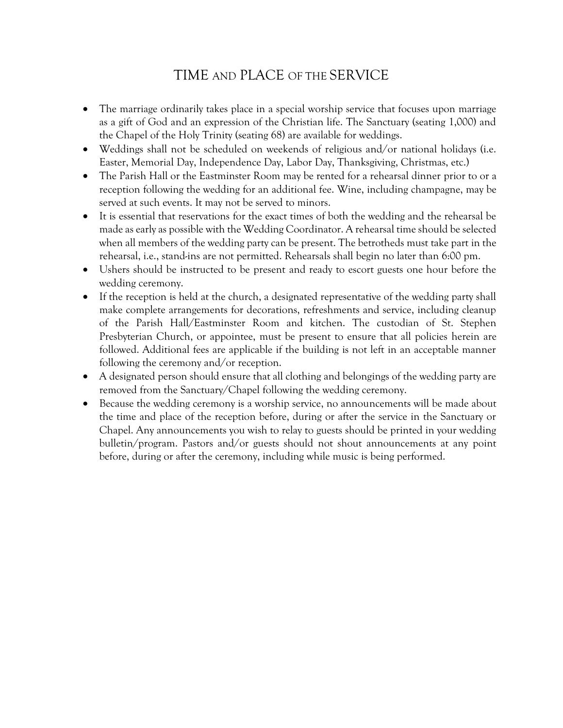# TIME AND PLACE OF THE SERVICE

- The marriage ordinarily takes place in a special worship service that focuses upon marriage as a gift of God and an expression of the Christian life. The Sanctuary (seating 1,000) and the Chapel of the Holy Trinity (seating 68) are available for weddings.
- Weddings shall not be scheduled on weekends of religious and/or national holidays (i.e. Easter, Memorial Day, Independence Day, Labor Day, Thanksgiving, Christmas, etc.)
- The Parish Hall or the Eastminster Room may be rented for a rehearsal dinner prior to or a reception following the wedding for an additional fee. Wine, including champagne, may be served at such events. It may not be served to minors.
- It is essential that reservations for the exact times of both the wedding and the rehearsal be made as early as possible with the Wedding Coordinator. A rehearsal time should be selected when all members of the wedding party can be present. The betrotheds must take part in the rehearsal, i.e., stand-ins are not permitted. Rehearsals shall begin no later than 6:00 pm.
- Ushers should be instructed to be present and ready to escort guests one hour before the wedding ceremony.
- If the reception is held at the church, a designated representative of the wedding party shall make complete arrangements for decorations, refreshments and service, including cleanup of the Parish Hall/Eastminster Room and kitchen. The custodian of St. Stephen Presbyterian Church, or appointee, must be present to ensure that all policies herein are followed. Additional fees are applicable if the building is not left in an acceptable manner following the ceremony and/or reception.
- A designated person should ensure that all clothing and belongings of the wedding party are removed from the Sanctuary/Chapel following the wedding ceremony.
- Because the wedding ceremony is a worship service, no announcements will be made about the time and place of the reception before, during or after the service in the Sanctuary or Chapel. Any announcements you wish to relay to guests should be printed in your wedding bulletin/program. Pastors and/or guests should not shout announcements at any point before, during or after the ceremony, including while music is being performed.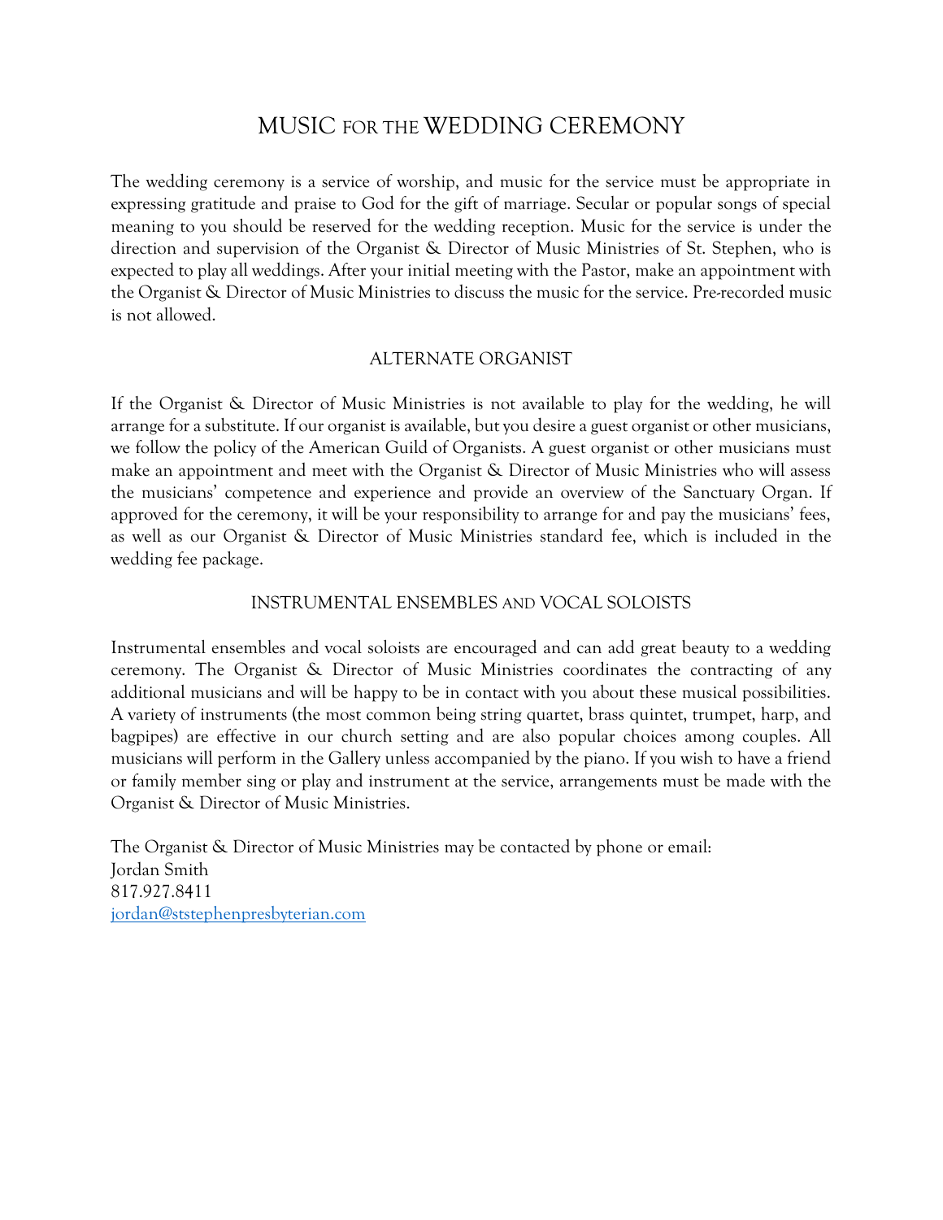# MUSIC FOR THE WEDDING CEREMONY

The wedding ceremony is a service of worship, and music for the service must be appropriate in expressing gratitude and praise to God for the gift of marriage. Secular or popular songs of special meaning to you should be reserved for the wedding reception. Music for the service is under the direction and supervision of the Organist & Director of Music Ministries of St. Stephen, who is expected to play all weddings. After your initial meeting with the Pastor, make an appointment with the Organist & Director of Music Ministries to discuss the music for the service. Pre-recorded music is not allowed.

## ALTERNATE ORGANIST

If the Organist & Director of Music Ministries is not available to play for the wedding, he will arrange for a substitute. If our organist is available, but you desire a guest organist or other musicians, we follow the policy of the American Guild of Organists. A guest organist or other musicians must make an appointment and meet with the Organist & Director of Music Ministries who will assess the musicians' competence and experience and provide an overview of the Sanctuary Organ. If approved for the ceremony, it will be your responsibility to arrange for and pay the musicians' fees, as well as our Organist & Director of Music Ministries standard fee, which is included in the wedding fee package.

## INSTRUMENTAL ENSEMBLES AND VOCAL SOLOISTS

Instrumental ensembles and vocal soloists are encouraged and can add great beauty to a wedding ceremony. The Organist & Director of Music Ministries coordinates the contracting of any additional musicians and will be happy to be in contact with you about these musical possibilities. A variety of instruments (the most common being string quartet, brass quintet, trumpet, harp, and bagpipes) are effective in our church setting and are also popular choices among couples. All musicians will perform in the Gallery unless accompanied by the piano. If you wish to have a friend or family member sing or play and instrument at the service, arrangements must be made with the Organist & Director of Music Ministries.

The Organist & Director of Music Ministries may be contacted by phone or email:
Jordan Smith
817.927.8411
jordan@ststephenpresbyterian.com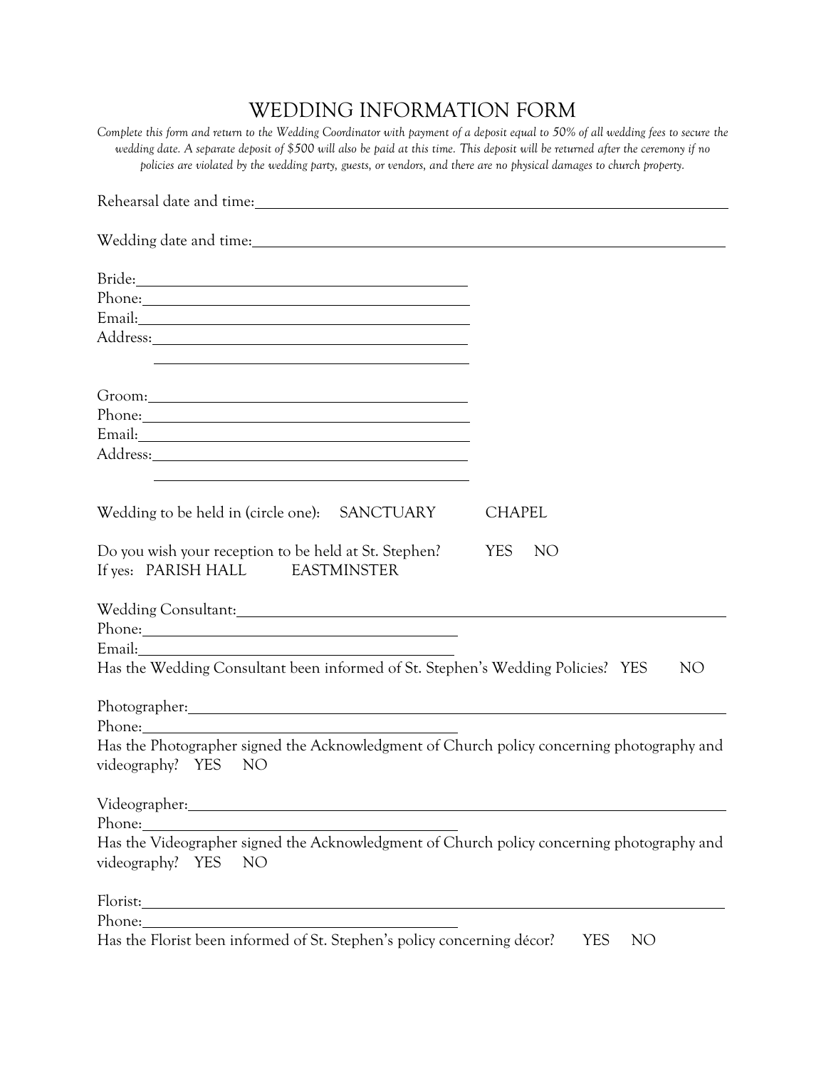# WEDDING INFORMATION FORM

*Complete this form and return to the Wedding Coordinator with payment of a deposit equal to 50% of all wedding fees to secure the wedding date. A separate deposit of $500 will also be paid at this time. This deposit will be returned after the ceremony if no policies are violated by the wedding party, guests, or vendors, and there are no physical damages to church property.*

Rehearsal date and time: ______________________________________________

Wedding date and time: ______________________________________________

Bride: ______________________________
Phone: ______________________________
Email: ______________________________
Address: ______________________________
______________________________

Groom: ______________________________
Phone: ______________________________
Email: ______________________________
Address: ______________________________
______________________________

Wedding to be held in (circle one): SANCTUARY CHAPEL

Do you wish your reception to be held at St. Stephen? YES NO
If yes: PARISH HALL EASTMINSTER

Wedding Consultant: ______________________________________________
Phone: ______________________________
Email: ______________________________
Has the Wedding Consultant been informed of St. Stephen's Wedding Policies? YES NO

Photographer: ______________________________________________
Phone: ______________________________
Has the Photographer signed the Acknowledgment of Church policy concerning photography and videography? YES NO

Videographer: ______________________________________________
Phone: ______________________________
Has the Videographer signed the Acknowledgment of Church policy concerning photography and videography? YES NO

Florist: ______________________________________________
Phone: ______________________________
Has the Florist been informed of St. Stephen's policy concerning décor? YES NO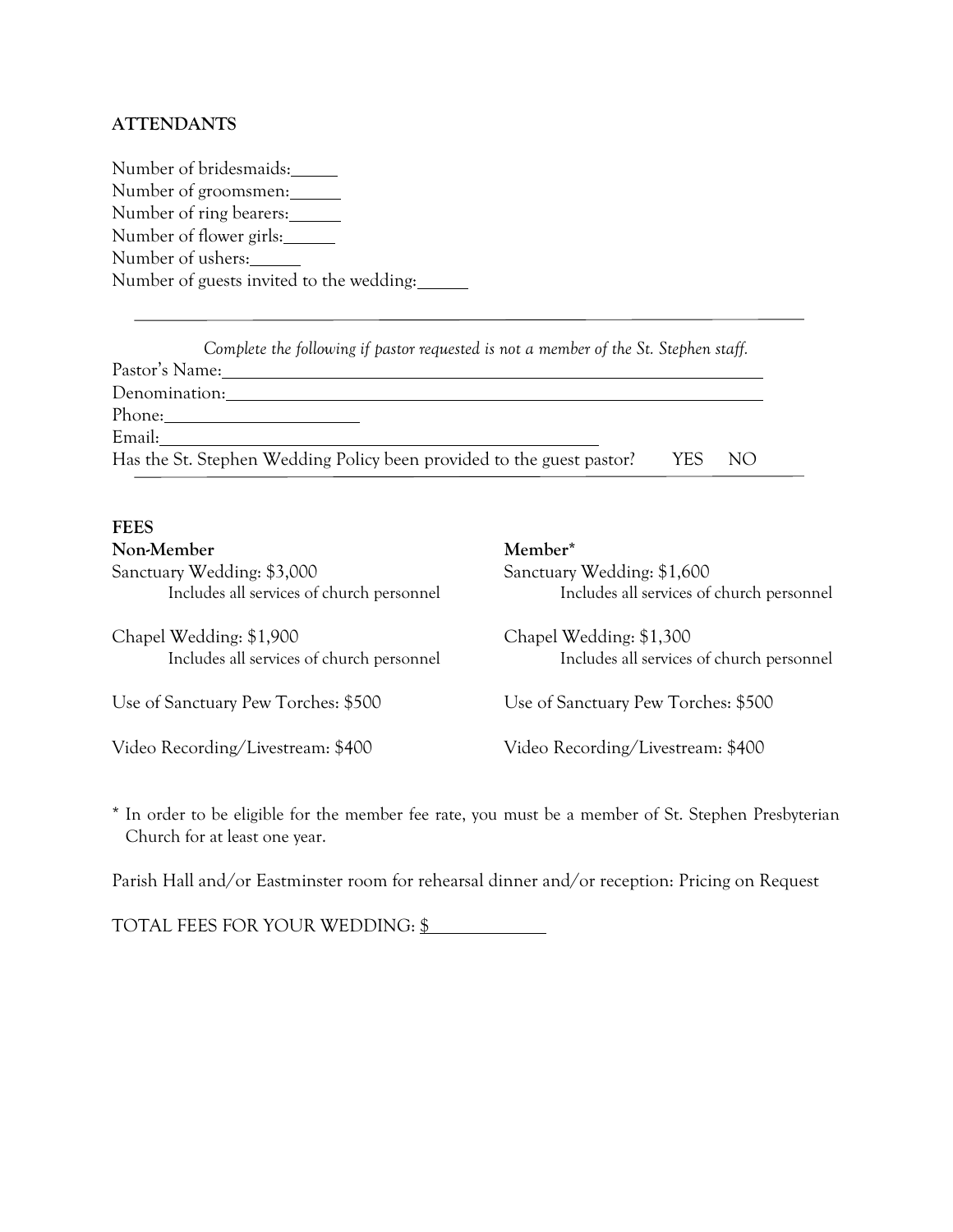**ATTENDANTS**

Number of bridesmaids:_____
Number of groomsmen:_____
Number of ring bearers:_____
Number of flower girls:_____
Number of ushers:_____
Number of guests invited to the wedding:_____

---

*Complete the following if pastor requested is not a member of the St. Stephen staff.*

Pastor's Name:_______________________________________________
Denomination:_______________________________________________
Phone:____________________
Email:_______________________________________
Has the St. Stephen Wedding Policy been provided to the guest pastor? YES NO

---

**FEES**

**Non-Member**

Sanctuary Wedding: $3,000
Includes all services of church personnel

Chapel Wedding: $1,900
Includes all services of church personnel

Use of Sanctuary Pew Torches: $500

Video Recording/Livestream: $400

**Member***

Sanctuary Wedding: $1,600
Includes all services of church personnel

Chapel Wedding: $1,300
Includes all services of church personnel

Use of Sanctuary Pew Torches: $500

Video Recording/Livestream: $400

* In order to be eligible for the member fee rate, you must be a member of St. Stephen Presbyterian Church for at least one year.

Parish Hall and/or Eastminster room for rehearsal dinner and/or reception: Pricing on Request

TOTAL FEES FOR YOUR WEDDING: $____________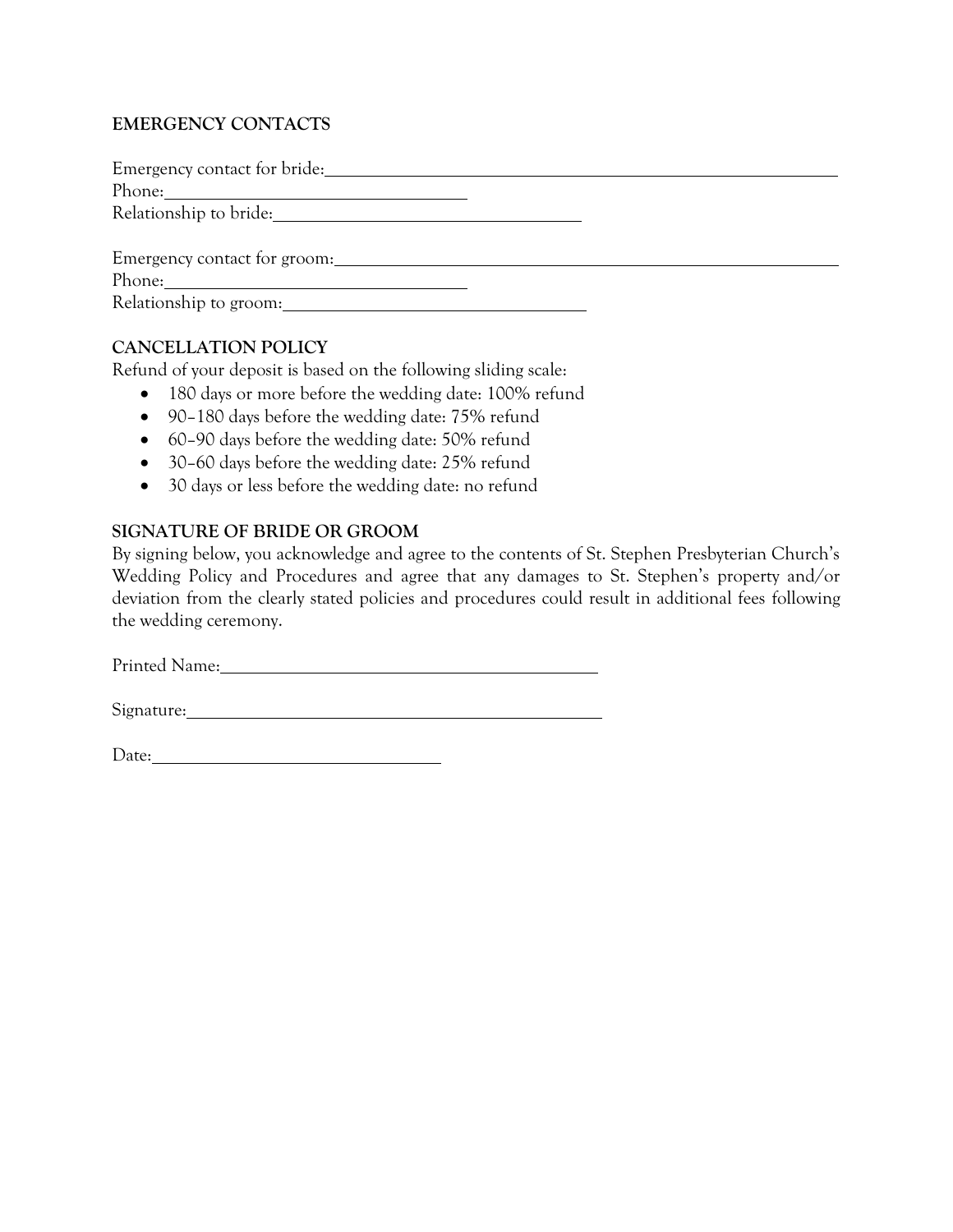## EMERGENCY CONTACTS

Emergency contact for bride: \_\_\_\_\_\_\_\_\_\_\_\_\_\_\_\_\_\_\_\_\_\_\_\_\_\_\_\_\_\_\_\_\_\_\_\_\_\_\_\_\_\_\_\_

Phone: \_\_\_\_\_\_\_\_\_\_\_\_\_\_\_\_\_\_\_\_\_\_\_\_\_\_\_\_\_\_

Relationship to bride: \_\_\_\_\_\_\_\_\_\_\_\_\_\_\_\_\_\_\_\_\_\_\_\_\_\_\_\_\_\_

Emergency contact for groom: \_\_\_\_\_\_\_\_\_\_\_\_\_\_\_\_\_\_\_\_\_\_\_\_\_\_\_\_\_\_\_\_\_\_\_\_\_\_\_\_\_\_\_\_

Phone: \_\_\_\_\_\_\_\_\_\_\_\_\_\_\_\_\_\_\_\_\_\_\_\_\_\_\_\_\_\_

Relationship to groom: \_\_\_\_\_\_\_\_\_\_\_\_\_\_\_\_\_\_\_\_\_\_\_\_\_\_\_\_\_\_

## CANCELLATION POLICY

Refund of your deposit is based on the following sliding scale:

- 180 days or more before the wedding date: 100% refund
- 90–180 days before the wedding date: 75% refund
- 60–90 days before the wedding date: 50% refund
- 30–60 days before the wedding date: 25% refund
- 30 days or less before the wedding date: no refund

## SIGNATURE OF BRIDE OR GROOM

By signing below, you acknowledge and agree to the contents of St. Stephen Presbyterian Church's Wedding Policy and Procedures and agree that any damages to St. Stephen's property and/or deviation from the clearly stated policies and procedures could result in additional fees following the wedding ceremony.

Printed Name: \_\_\_\_\_\_\_\_\_\_\_\_\_\_\_\_\_\_\_\_\_\_\_\_\_\_\_\_\_\_\_\_\_\_\_\_\_\_

Signature: \_\_\_\_\_\_\_\_\_\_\_\_\_\_\_\_\_\_\_\_\_\_\_\_\_\_\_\_\_\_\_\_\_\_\_\_\_\_\_\_

Date: \_\_\_\_\_\_\_\_\_\_\_\_\_\_\_\_\_\_\_\_\_\_\_\_\_\_\_\_\_\_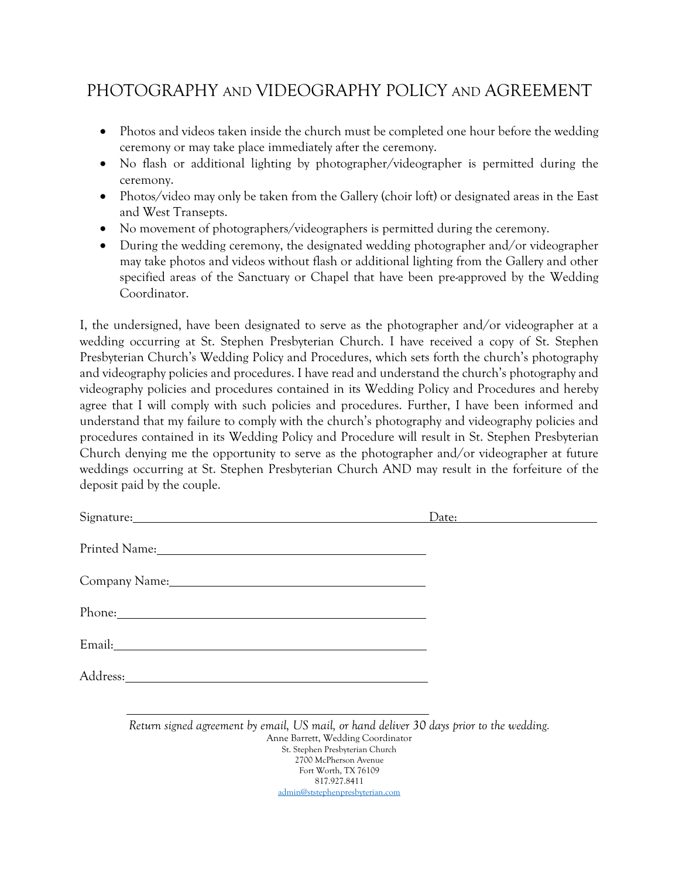# PHOTOGRAPHY AND VIDEOGRAPHY POLICY AND AGREEMENT

- Photos and videos taken inside the church must be completed one hour before the wedding ceremony or may take place immediately after the ceremony.
- No flash or additional lighting by photographer/videographer is permitted during the ceremony.
- Photos/video may only be taken from the Gallery (choir loft) or designated areas in the East and West Transepts.
- No movement of photographers/videographers is permitted during the ceremony.
- During the wedding ceremony, the designated wedding photographer and/or videographer may take photos and videos without flash or additional lighting from the Gallery and other specified areas of the Sanctuary or Chapel that have been pre-approved by the Wedding Coordinator.

I, the undersigned, have been designated to serve as the photographer and/or videographer at a wedding occurring at St. Stephen Presbyterian Church. I have received a copy of St. Stephen Presbyterian Church's Wedding Policy and Procedures, which sets forth the church's photography and videography policies and procedures. I have read and understand the church's photography and videography policies and procedures contained in its Wedding Policy and Procedures and hereby agree that I will comply with such policies and procedures. Further, I have been informed and understand that my failure to comply with the church's photography and videography policies and procedures contained in its Wedding Policy and Procedure will result in St. Stephen Presbyterian Church denying me the opportunity to serve as the photographer and/or videographer at future weddings occurring at St. Stephen Presbyterian Church AND may result in the forfeiture of the deposit paid by the couple.

Signature:\_\_\_\_\_\_\_\_\_\_\_\_\_\_\_\_\_\_\_\_\_\_\_\_\_\_\_\_\_\_\_\_\_\_\_\_ Date:\_\_\_\_\_\_\_\_\_\_\_\_\_\_\_\_\_\_\_\_

Printed Name:\_\_\_\_\_\_\_\_\_\_\_\_\_\_\_\_\_\_\_\_\_\_\_\_\_\_\_\_\_\_\_\_

Company Name:\_\_\_\_\_\_\_\_\_\_\_\_\_\_\_\_\_\_\_\_\_\_\_\_\_\_\_\_\_\_\_

Phone:\_\_\_\_\_\_\_\_\_\_\_\_\_\_\_\_\_\_\_\_\_\_\_\_\_\_\_\_\_\_\_\_\_\_\_\_

Email:\_\_\_\_\_\_\_\_\_\_\_\_\_\_\_\_\_\_\_\_\_\_\_\_\_\_\_\_\_\_\_\_\_\_\_\_

Address:\_\_\_\_\_\_\_\_\_\_\_\_\_\_\_\_\_\_\_\_\_\_\_\_\_\_\_\_\_\_\_\_\_\_\_

\_\_\_\_\_\_\_\_\_\_\_\_\_\_\_\_\_\_\_\_\_\_\_\_\_\_\_\_\_\_\_\_\_\_\_\_\_\_\_\_\_

*Return signed agreement by email, US mail, or hand deliver 30 days prior to the wedding.*

Anne Barrett, Wedding Coordinator
St. Stephen Presbyterian Church
2700 McPherson Avenue
Fort Worth, TX 76109
817.927.8411
admin@ststephenpresbyterian.com